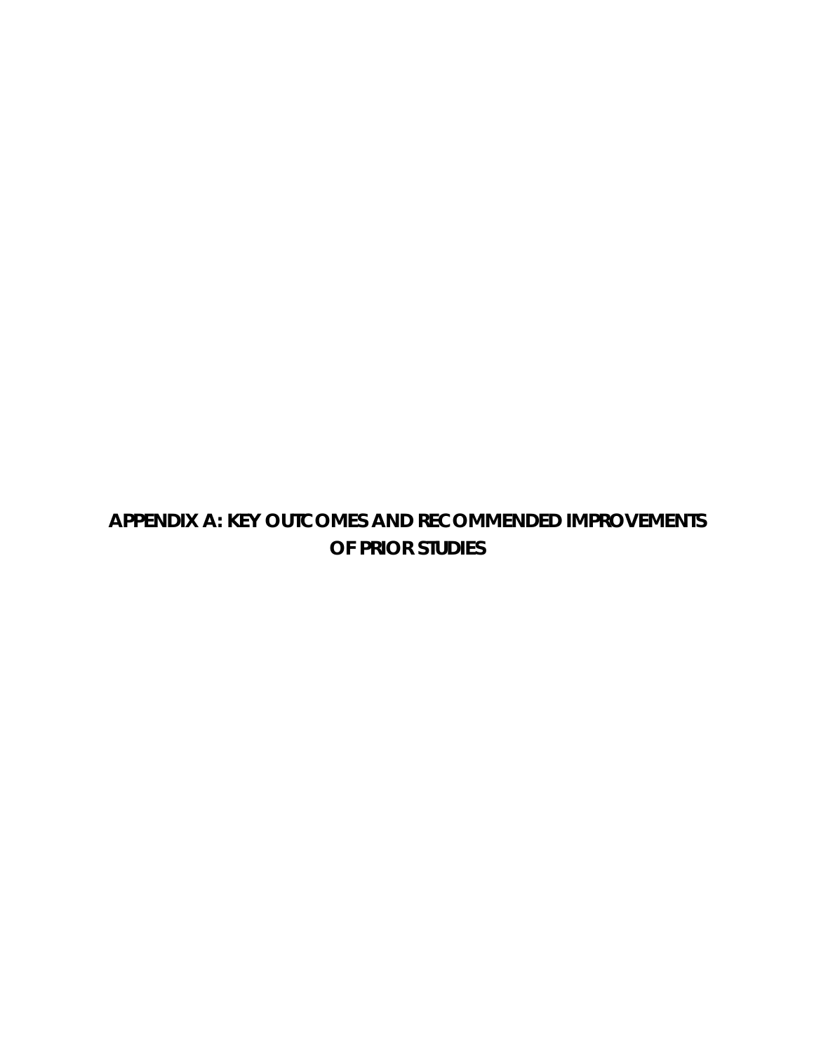# APPENDIX A: KEY OUTCOMES AND RECOMMENDED IMPROVEMENTS OF PRIOR STUDIES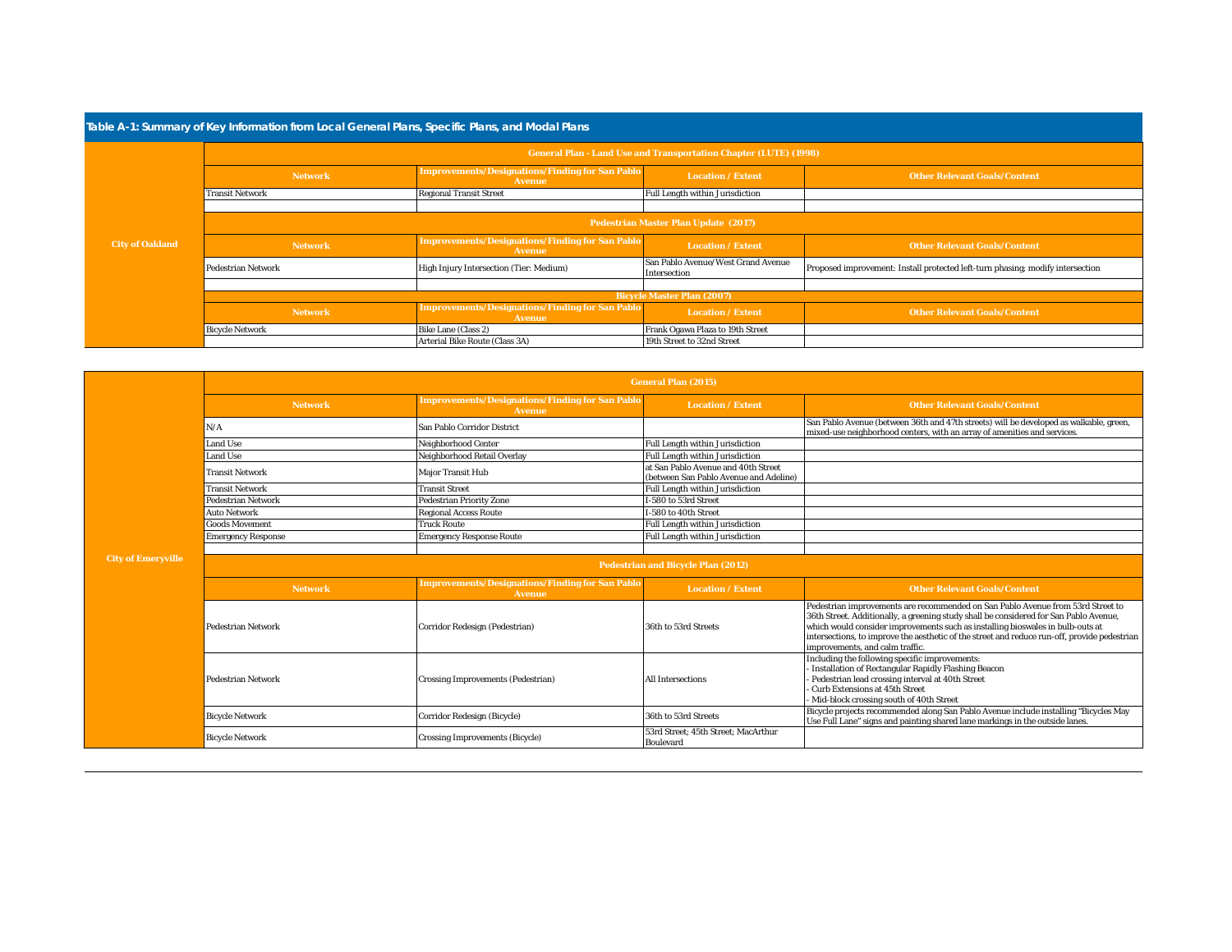**Table A-1: Summary of Key Information from Local General Plans, Specific Plans, and Modal Plans**

| | Network | Improvements/Designations/Finding for San Pablo Avenue | Location / Extent | Other Relevant Goals/Content |
|---|---|---|---|---|
| **City of Oakland** | **General Plan - Land Use and Transportation Chapter (LUTE) (1998)** | | | |
| | Transit Network | Regional Transit Street | Full Length within Jurisdiction | |
| | **Pedestrian Master Plan Update (2017)** | | | |
| | Pedestrian Network | High Injury Intersection (Tier: Medium) | San Pablo Avenue/West Grand Avenue Intersection | Proposed improvement: Install protected left-turn phasing; modify intersection |
| | **Bicycle Master Plan (2007)** | | | |
| | Bicycle Network | Bike Lane (Class 2) | Frank Ogawa Plaza to 19th Street | |
| | | Arterial Bike Route (Class 3A) | 19th Street to 32nd Street | |

| | Network | Improvements/Designations/Finding for San Pablo Avenue | Location / Extent | Other Relevant Goals/Content |
|---|---|---|---|---|
| **City of Emeryville** | **General Plan (2015)** | | | |
| | N/A | San Pablo Corridor District | | San Pablo Avenue (between 36th and 47th streets) will be developed as walkable, green, mixed-use neighborhood centers, with an array of amenities and services. |
| | Land Use | Neighborhood Center | Full Length within Jurisdiction | |
| | Land Use | Neighborhood Retail Overlay | Full Length within Jurisdiction | |
| | Transit Network | Major Transit Hub | at San Pablo Avenue and 40th Street (between San Pablo Avenue and Adeline) | |
| | Transit Network | Transit Street | Full Length within Jurisdiction | |
| | Pedestrian Network | Pedestrian Priority Zone | I-580 to 53rd Street | |
| | Auto Network | Regional Access Route | I-580 to 40th Street | |
| | Goods Movement | Truck Route | Full Length within Jurisdiction | |
| | Emergency Response | Emergency Response Route | Full Length within Jurisdiction | |
| | **Pedestrian and Bicycle Plan (2012)** | | | |
| | Pedestrian Network | Corridor Redesign (Pedestrian) | 36th to 53rd Streets | Pedestrian improvements are recommended on San Pablo Avenue from 53rd Street to 36th Street. Additionally, a greening study shall be considered for San Pablo Avenue, which would consider improvements such as installing bioswales in bulb-outs at intersections, to improve the aesthetic of the street and reduce run-off, provide pedestrian improvements, and calm traffic. |
| | Pedestrian Network | Crossing Improvements (Pedestrian) | All Intersections | Including the following specific improvements:<br>- Installation of Rectangular Rapidly Flashing Beacon<br>- Pedestrian lead crossing interval at 40th Street<br>- Curb Extensions at 45th Street<br>- Mid-block crossing south of 40th Street |
| | Bicycle Network | Corridor Redesign (Bicycle) | 36th to 53rd Streets | Bicycle projects recommended along San Pablo Avenue include installing "Bicycles May Use Full Lane" signs and painting shared lane markings in the outside lanes. |
| | Bicycle Network | Crossing Improvements (Bicycle) | 53rd Street; 45th Street; MacArthur Boulevard | |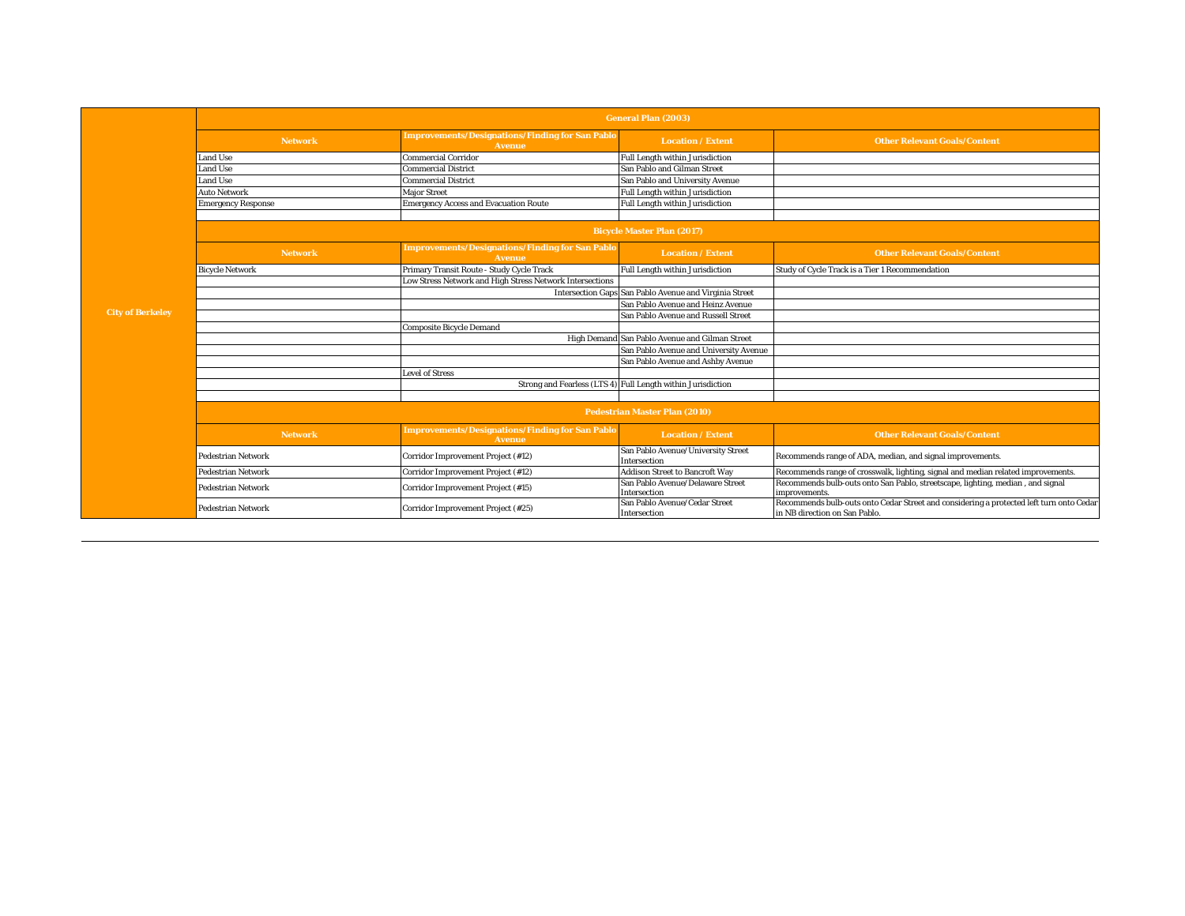| City of Berkeley | | | | |
|---|---|---|---|---|
| | **General Plan (2003)** | | | |
| | **Network** | **Improvements/Designations/Finding for San Pablo Avenue** | **Location / Extent** | **Other Relevant Goals/Content** |
| | Land Use | Commercial Corridor | Full Length within Jurisdiction | |
| | Land Use | Commercial District | San Pablo and Gilman Street | |
| | Land Use | Commercial District | San Pablo and University Avenue | |
| | Auto Network | Major Street | Full Length within Jurisdiction | |
| | Emergency Response | Emergency Access and Evacuation Route | Full Length within Jurisdiction | |
| | | | | |
| | **Bicycle Master Plan (2017)** | | | |
| | **Network** | **Improvements/Designations/Finding for San Pablo Avenue** | **Location / Extent** | **Other Relevant Goals/Content** |
| | Bicycle Network | Primary Transit Route - Study Cycle Track | Full Length within Jurisdiction | Study of Cycle Track is a Tier 1 Recommendation |
| | | Low Stress Network and High Stress Network Intersections | | |
| | | Intersection Gaps | San Pablo Avenue and Virginia Street | |
| | | | San Pablo Avenue and Heinz Avenue | |
| | | | San Pablo Avenue and Russell Street | |
| | | Composite Bicycle Demand | | |
| | | High Demand | San Pablo Avenue and Gilman Street | |
| | | | San Pablo Avenue and University Avenue | |
| | | | San Pablo Avenue and Ashby Avenue | |
| | | Level of Stress | | |
| | | Strong and Fearless (LTS 4) | Full Length within Jurisdiction | |
| | | | | |
| | **Pedestrian Master Plan (2010)** | | | |
| | **Network** | **Improvements/Designations/Finding for San Pablo Avenue** | **Location / Extent** | **Other Relevant Goals/Content** |
| | Pedestrian Network | Corridor Improvement Project (#12) | San Pablo Avenue/University Street Intersection | Recommends range of ADA, median, and signal improvements. |
| | Pedestrian Network | Corridor Improvement Project (#12) | Addison Street to Bancroft Way | Recommends range of crosswalk, lighting, signal and median related improvements. |
| | Pedestrian Network | Corridor Improvement Project (#15) | San Pablo Avenue/Delaware Street Intersection | Recommends bulb-outs onto San Pablo, streetscape, lighting, median , and signal improvements. |
| | Pedestrian Network | Corridor Improvement Project (#25) | San Pablo Avenue/Cedar Street Intersection | Recommends bulb-outs onto Cedar Street and considering a protected left turn onto Cedar in NB direction on San Pablo. |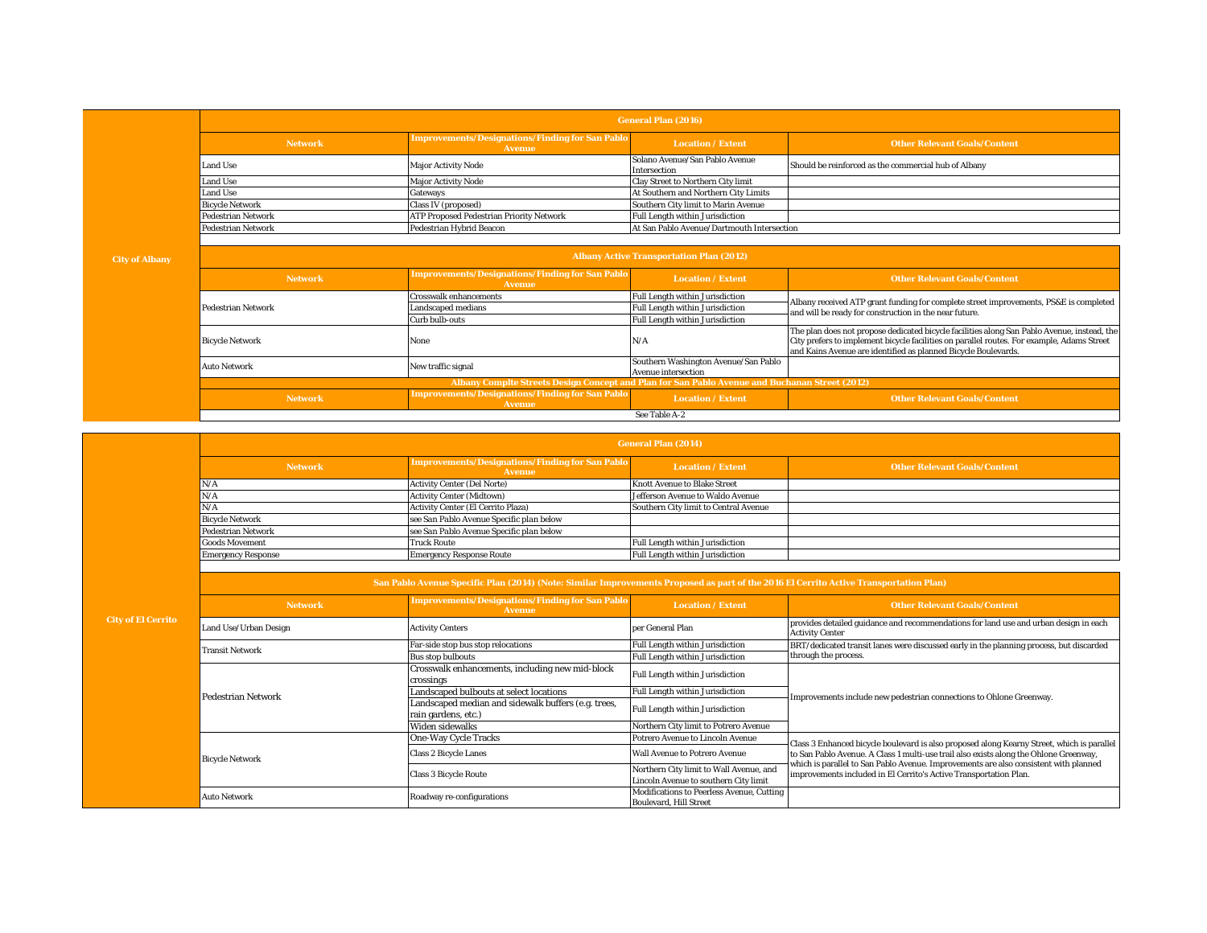## City of Albany

| General Plan (2016) | | | |
|---|---|---|---|
| **Network** | **Improvements/Designations/Finding for San Pablo Avenue** | **Location / Extent** | **Other Relevant Goals/Content** |
| Land Use | Major Activity Node | Solano Avenue/San Pablo Avenue Intersection | Should be reinforced as the commercial hub of Albany |
| Land Use | Major Activity Node | Clay Street to Northern City limit | |
| Land Use | Gateways | At Southern and Northern City Limits | |
| Bicycle Network | Class IV (proposed) | Southern City limit to Marin Avenue | |
| Pedestrian Network | ATP Proposed Pedestrian Priority Network | Full Length within Jurisdiction | |
| Pedestrian Network | Pedestrian Hybrid Beacon | At San Pablo Avenue/Dartmouth Intersection | |

| Albany Active Transportation Plan (2012) | | | |
|---|---|---|---|
| **Network** | **Improvements/Designations/Finding for San Pablo Avenue** | **Location / Extent** | **Other Relevant Goals/Content** |
| Pedestrian Network | Crosswalk enhancements | Full Length within Jurisdiction | Albany received ATP grant funding for complete street improvements, PS&E is completed and will be ready for construction in the near future. |
| | Landscaped medians | Full Length within Jurisdiction | |
| | Curb bulb-outs | Full Length within Jurisdiction | |
| Bicycle Network | None | N/A | The plan does not propose dedicated bicycle facilities along San Pablo Avenue, instead, the City prefers to implement bicycle facilities on parallel routes. For example, Adams Street and Kains Avenue are identified as planned Bicycle Boulevards. |
| Auto Network | New traffic signal | Southern Washington Avenue/San Pablo Avenue intersection | |

| Albany Complte Streets Design Concept and Plan for San Pablo Avenue and Buchanan Street (2012) | | | |
|---|---|---|---|
| **Network** | **Improvements/Designations/Finding for San Pablo Avenue** | **Location / Extent** | **Other Relevant Goals/Content** |
| See Table A-2 | | | |

## City of El Cerrito

| General Plan (2014) | | | |
|---|---|---|---|
| **Network** | **Improvements/Designations/Finding for San Pablo Avenue** | **Location / Extent** | **Other Relevant Goals/Content** |
| N/A | Activity Center (Del Norte) | Knott Avenue to Blake Street | |
| N/A | Activity Center (Midtown) | Jefferson Avenue to Waldo Avenue | |
| N/A | Activity Center (El Cerrito Plaza) | Southern City limit to Central Avenue | |
| Bicycle Network | see San Pablo Avenue Specific plan below | | |
| Pedestrian Network | see San Pablo Avenue Specific plan below | | |
| Goods Movement | Truck Route | Full Length within Jurisdiction | |
| Emergency Response | Emergency Response Route | Full Length within Jurisdiction | |

| San Pablo Avenue Specific Plan (2014) (Note: Similar Improvements Proposed as part of the 2016 El Cerrito Active Transportation Plan) | | | |
|---|---|---|---|
| **Network** | **Improvements/Designations/Finding for San Pablo Avenue** | **Location / Extent** | **Other Relevant Goals/Content** |
| Land Use/Urban Design | Activity Centers | per General Plan | provides detailed guidance and recommendations for land use and urban design in each Activity Center |
| Transit Network | Far-side stop bus stop relocations | Full Length within Jurisdiction | BRT/dedicated transit lanes were discussed early in the planning process, but discarded through the process. |
| | Bus stop bulbouts | Full Length within Jurisdiction | |
| Pedestrian Network | Crosswalk enhancements, including new mid-block crossings | Full Length within Jurisdiction | Improvements include new pedestrian connections to Ohlone Greenway. |
| | Landscaped bulbouts at select locations | Full Length within Jurisdiction | |
| | Landscaped median and sidewalk buffers (e.g. trees, rain gardens, etc.) | Full Length within Jurisdiction | |
| | Widen sidewalks | Northern City limit to Potrero Avenue | |
| Bicycle Network | One-Way Cycle Tracks | Potrero Avenue to Lincoln Avenue | Class 3 Enhanced bicycle boulevard is also proposed along Kearny Street, which is parallel to San Pablo Avenue. A Class 1 multi-use trail also exists along the Ohlone Greenway, which is parallel to San Pablo Avenue. Improvements are also consistent with planned improvements included in El Cerrito's Active Transportation Plan. |
| | Class 2 Bicycle Lanes | Wall Avenue to Potrero Avenue | |
| | Class 3 Bicycle Route | Northern City limit to Wall Avenue, and Lincoln Avenue to southern City limit | |
| Auto Network | Roadway re-configurations | Modifications to Peerless Avenue, Cutting Boulevard, Hill Street | |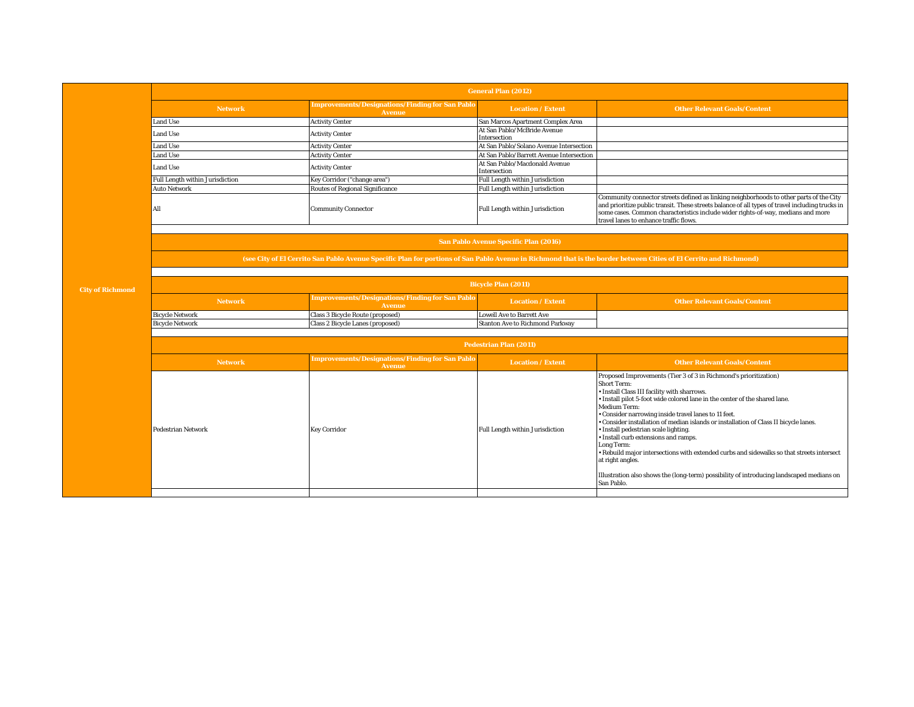**City of Richmond**

| General Plan (2012) | | | |
|---|---|---|---|
| **Network** | **Improvements/Designations/Finding for San Pablo Avenue** | **Location / Extent** | **Other Relevant Goals/Content** |
| Land Use | Activity Center | San Marcos Apartment Complex Area | |
| Land Use | Activity Center | At San Pablo/McBride Avenue Intersection | |
| Land Use | Activity Center | At San Pablo/Solano Avenue Intersection | |
| Land Use | Activity Center | At San Pablo/Barrett Avenue Intersection | |
| Land Use | Activity Center | At San Pablo/Macdonald Avenue Intersection | |
| Full Length within Jurisdiction | Key Corridor ("change area") | Full Length within Jurisdiction | |
| Auto Network | Routes of Regional Significance | Full Length within Jurisdiction | |
| All | Community Connector | Full Length within Jurisdiction | Community connector streets defined as linking neighborhoods to other parts of the City and prioritize public transit. These streets balance of all types of travel including trucks in some cases. Common characteristics include wider rights-of-way, medians and more travel lanes to enhance traffic flows. |

**San Pablo Avenue Specific Plan (2016)**

**(see City of El Cerrito San Pablo Avenue Specific Plan for portions of San Pablo Avenue in Richmond that is the border between Cities of El Cerrito and Richmond)**

| Bicycle Plan (2011) | | | |
|---|---|---|---|
| **Network** | **Improvements/Designations/Finding for San Pablo Avenue** | **Location / Extent** | **Other Relevant Goals/Content** |
| Bicycle Network | Class 3 Bicycle Route (proposed) | Lowell Ave to Barrett Ave | |
| Bicycle Network | Class 2 Bicycle Lanes (proposed) | Stanton Ave to Richmond Parkway | |

| Pedestrian Plan (2011) | | | |
|---|---|---|---|
| **Network** | **Improvements/Designations/Finding for San Pablo Avenue** | **Location / Extent** | **Other Relevant Goals/Content** |
| Pedestrian Network | Key Corridor | Full Length within Jurisdiction | Proposed Improvements (Tier 3 of 3 in Richmond's prioritization)<br>Short Term:<br>• Install Class III facility with sharrows.<br>• Install pilot 5-foot wide colored lane in the center of the shared lane.<br>Medium Term:<br>• Consider narrowing inside travel lanes to 11 feet.<br>• Consider installation of median islands or installation of Class II bicycle lanes.<br>• Install pedestrian scale lighting.<br>• Install curb extensions and ramps.<br>Long Term:<br>• Rebuild major intersections with extended curbs and sidewalks so that streets intersect at right angles.<br><br>Illustration also shows the (long-term) possibility of introducing landscaped medians on San Pablo. |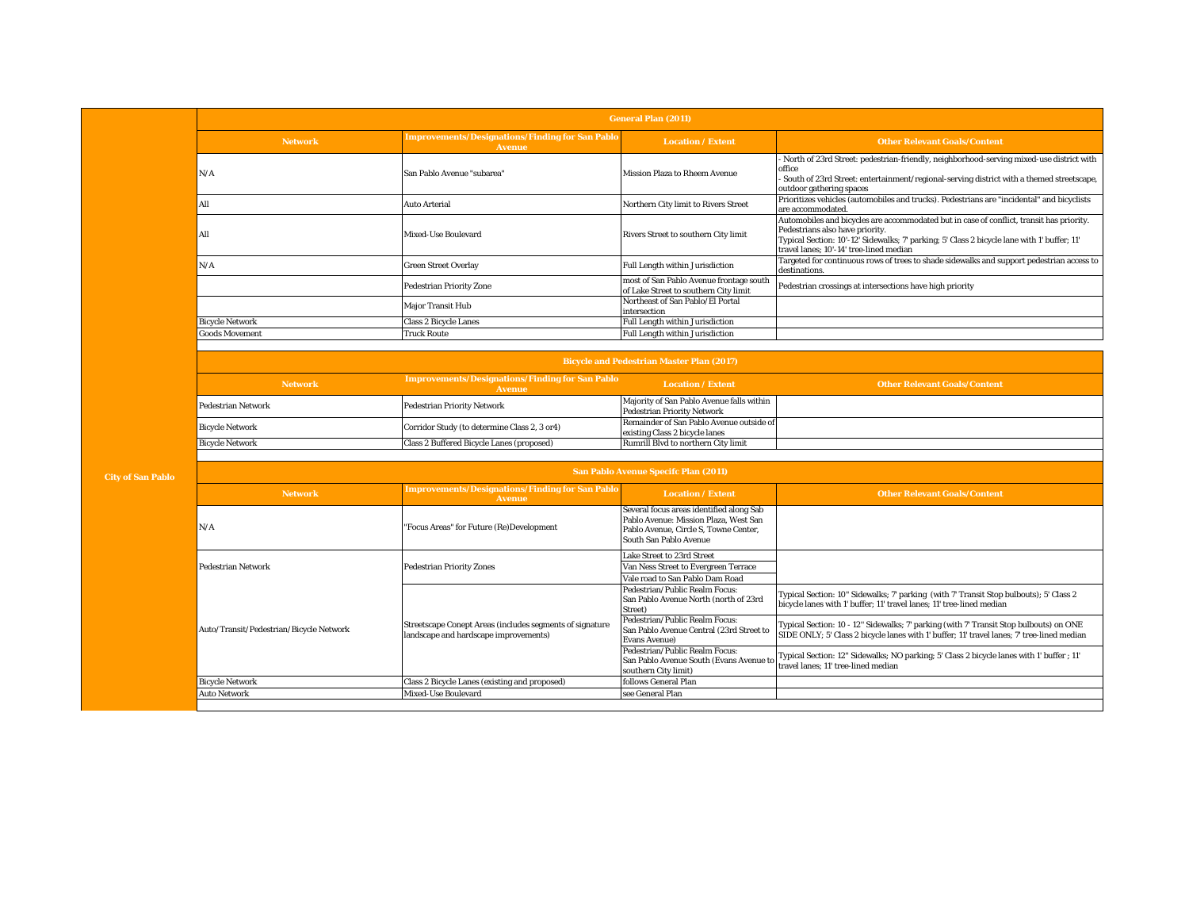**City of San Pablo**

| General Plan (2011) | | | |
|---|---|---|---|
| **Network** | **Improvements/Designations/Finding for San Pablo Avenue** | **Location / Extent** | **Other Relevant Goals/Content** |
| N/A | San Pablo Avenue "subarea" | Mission Plaza to Rheem Avenue | - North of 23rd Street: pedestrian-friendly, neighborhood-serving mixed-use district with office<br>- South of 23rd Street: entertainment/regional-serving district with a themed streetscape, outdoor gathering spaces |
| All | Auto Arterial | Northern City limit to Rivers Street | Prioritizes vehicles (automobiles and trucks). Pedestrians are "incidental" and bicyclists are accommodated. |
| All | Mixed-Use Boulevard | Rivers Street to southern City limit | Automobiles and bicycles are accommodated but in case of conflict, transit has priority. Pedestrians also have priority.<br>Typical Section: 10'-12' Sidewalks; 7' parking; 5' Class 2 bicycle lane with 1' buffer; 11' travel lanes; 10'-14' tree-lined median |
| N/A | Green Street Overlay | Full Length within Jurisdiction | Targeted for continuous rows of trees to shade sidewalks and support pedestrian access to destinations. |
| | Pedestrian Priority Zone | most of San Pablo Avenue frontage south of Lake Street to southern City limit | Pedestrian crossings at intersections have high priority |
| | Major Transit Hub | Northeast of San Pablo/El Portal intersection | |
| Bicycle Network | Class 2 Bicycle Lanes | Full Length within Jurisdiction | |
| Goods Movement | Truck Route | Full Length within Jurisdiction | |

| Bicycle and Pedestrian Master Plan (2017) | | | |
|---|---|---|---|
| **Network** | **Improvements/Designations/Finding for San Pablo Avenue** | **Location / Extent** | **Other Relevant Goals/Content** |
| Pedestrian Network | Pedestrian Priority Network | Majority of San Pablo Avenue falls within Pedestrian Priority Network | |
| Bicycle Network | Corridor Study (to determine Class 2, 3 or4) | Remainder of San Pablo Avenue outside of existing Class 2 bicycle lanes | |
| Bicycle Network | Class 2 Buffered Bicycle Lanes (proposed) | Rumrill Blvd to northern City limit | |

| San Pablo Avenue Specifc Plan (2011) | | | |
|---|---|---|---|
| **Network** | **Improvements/Designations/Finding for San Pablo Avenue** | **Location / Extent** | **Other Relevant Goals/Content** |
| N/A | "Focus Areas" for Future (Re)Development | Several focus areas identified along Sab Pablo Avenue: Mission Plaza, West San Pablo Avenue, Circle S, Towne Center, South San Pablo Avenue | |
| Pedestrian Network | Pedestrian Priority Zones | Lake Street to 23rd Street | |
| | | Van Ness Street to Evergreen Terrace | |
| | | Vale road to San Pablo Dam Road | |
| Auto/Transit/Pedestrian/Bicycle Network | Streetscape Conept Areas (includes segments of signature landscape and hardscape improvements) | Pedestrian/Public Realm Focus: San Pablo Avenue North (north of 23rd Street) | Typical Section: 10" Sidewalks; 7' parking (with 7' Transit Stop bulbouts); 5' Class 2 bicycle lanes with 1' buffer; 11' travel lanes; 11' tree-lined median |
| | | Pedestrian/Public Realm Focus: San Pablo Avenue Central (23rd Street to Evans Avenue) | Typical Section: 10 - 12" Sidewalks; 7' parking (with 7' Transit Stop bulbouts) on ONE SIDE ONLY; 5' Class 2 bicycle lanes with 1' buffer; 11' travel lanes; 7' tree-lined median |
| | | Pedestrian/Public Realm Focus: San Pablo Avenue South (Evans Avenue to southern City limit) | Typical Section: 12" Sidewalks; NO parking; 5' Class 2 bicycle lanes with 1' buffer ; 11' travel lanes; 11' tree-lined median |
| Bicycle Network | Class 2 Bicycle Lanes (existing and proposed) | follows General Plan | |
| Auto Network | Mixed-Use Boulevard | see General Plan | |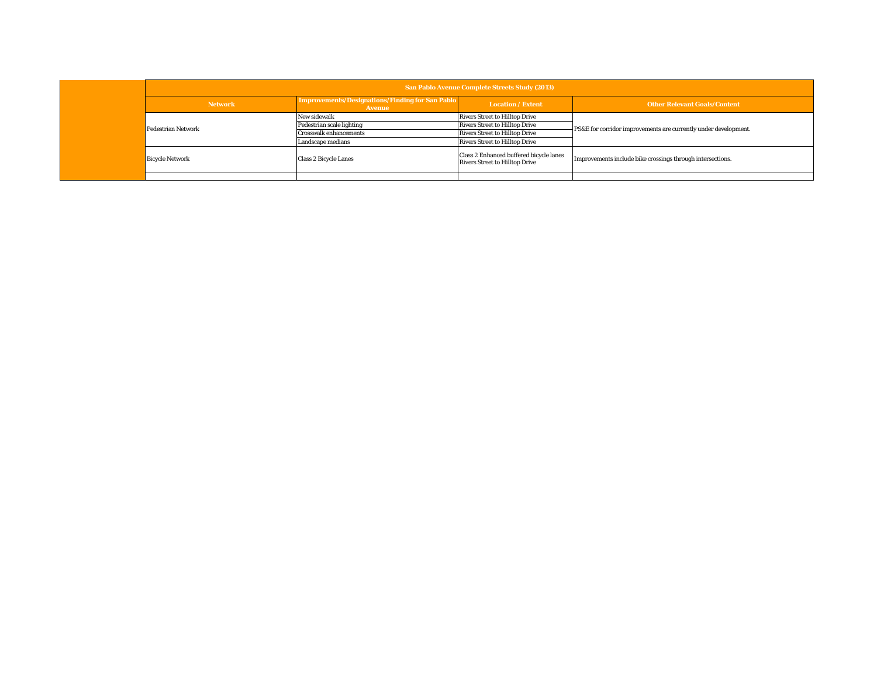| San Pablo Avenue Complete Streets Study (2013) | | | |
|---|---|---|---|
| Network | Improvements/Designations/Finding for San Pablo Avenue | Location / Extent | Other Relevant Goals/Content |
| Pedestrian Network | New sidewalk | Rivers Street to Hilltop Drive | PS&E for corridor improvements are currently under development. |
| | Pedestrian scale lighting | Rivers Street to Hilltop Drive | |
| | Crosswalk enhancements | Rivers Street to Hilltop Drive | |
| | Landscape medians | Rivers Street to Hilltop Drive | |
| Bicycle Network | Class 2 Bicycle Lanes | Class 2 Enhanced buffered bicycle lanes Rivers Street to Hilltop Drive | Improvements include bike crossings through intersections. |
| | | | |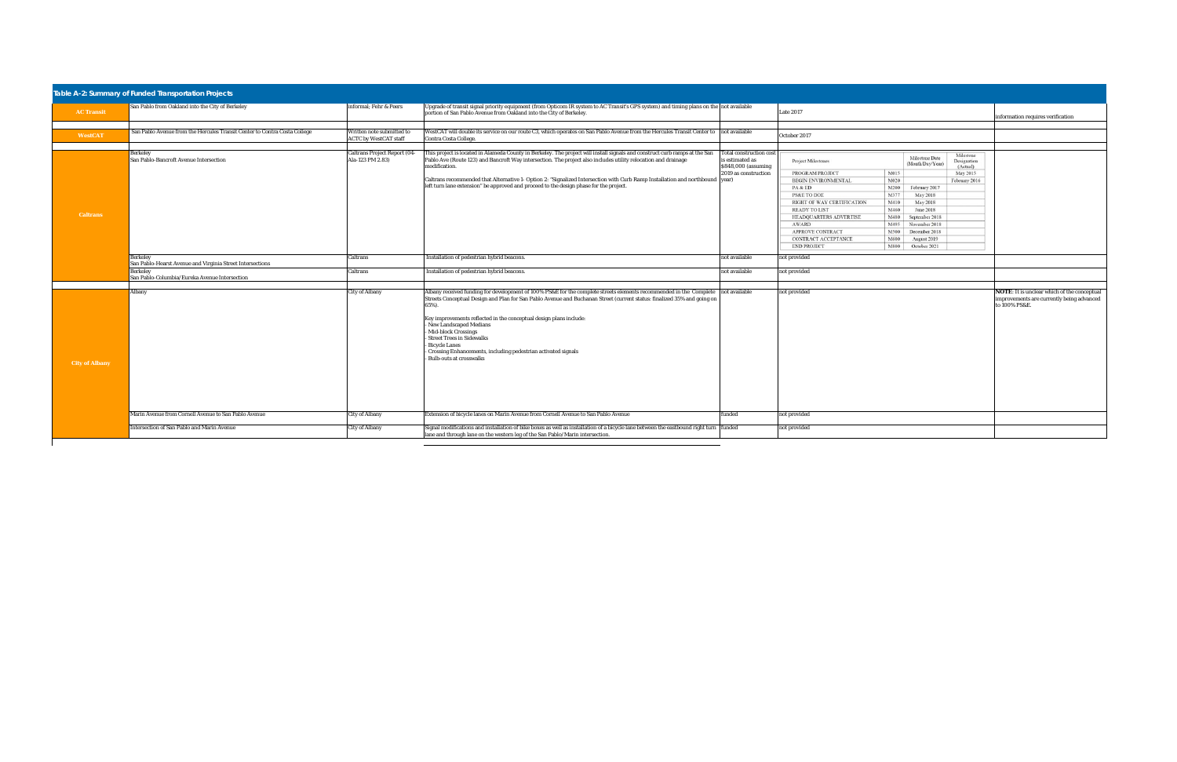## Table A-2: Summary of Funded Transportation Projects

| Agency | Location | Source | Description | Cost | Schedule | Notes |
|---|---|---|---|---|---|---|
| AC Transit | San Pablo from Oakland into the City of Berkeley | informal; Fehr & Peers | Upgrade of transit signal priority equipment (from Opticom IR system to AC Transit's GPS system) and timing plans on the portion of San Pablo Avenue from Oakland into the City of Berkeley. | not available | Late 2017 | information requires verification |
| WestCAT | San Pablo Avenue from the Hercules Transit Center to Contra Costa College | Written note submitted to ACTC by WestCAT staff | WestCAT will double its service on our route C3, which operates on San Pablo Avenue from the Hercules Transit Center to Contra Costa College. | not available | October 2017 | |
| Caltrans | Berkeley<br>San Pablo-Bancroft Avenue Intersection | Caltrans Project Report (04-Ala-123 PM 2.83) | This project is located in Alameda County in Berkeley. The project will install signals and construct curb ramps at the San Pablo Ave (Route 123) and Bancroft Way intersection. The project also includes utility relocation and drainage modification.<br><br>Caltrans recommended that Alternative 1- Option 2: "Signalized Intersection with Curb Ramp Installation and northbound left turn lane extension" be approved and proceed to the design phase for the project. | Total construction cost is estimated as $848,000 (assuming 2019 as construction year) | Project Milestones / Milestone Date (Month/Day/Year) / Milestone Designation (Actual):<br>PROGRAM PROJECT, M015, —, May 2015<br>BEGIN ENVIRONMENTAL, M020, —, February 2016<br>PA & ED, M200, February 2017<br>PS&E TO DOE, M377, May 2018<br>RIGHT OF WAY CERTIFICATION, M410, May 2018<br>READY TO LIST, M460, June 2018<br>HEADQUARTERS ADVERTISE, M480, September 2018<br>AWARD, M495, November 2018<br>APPROVE CONTRACT, M500, December 2018<br>CONTRACT ACCEPTANCE, M600, August 2019<br>END PROJECT, M800, October 2021 | |
| | Berkeley<br>San Pablo-Hearst Avenue and Virginia Street Intersections | Caltrans | Installation of pedestrian hybrid beacons. | not available | not provided | |
| | Berkeley<br>San Pablo-Columbia/Eureka Avenue Intersection | Caltrans | Installation of pedestrian hybrid beacons. | not available | not provided | |
| City of Albany | Albany | City of Albany | Albany received funding for development of 100% PS&E for the complete streets elements recommended in the Complete Streets Conceptual Design and Plan for San Pablo Avenue and Buchanan Street (current status: finalized 35% and going on 65%).<br><br>Key improvements reflected in the conceptual design plans include:<br>- New Landscaped Medians<br>- Mid-block Crossings<br>- Street Trees in Sidewalks<br>- Bicycle Lanes<br>- Crossing Enhancements, including pedestrian activated signals<br>- Bulb-outs at crosswalks | not available | not provided | **NOTE**: It is unclear which of the conceptual improvements are currently being advanced to 100% PS&E. |
| | Marin Avenue from Cornell Avenue to San Pablo Avenue | City of Albany | Extension of bicycle lanes on Marin Avenue from Cornell Avenue to San Pablo Avenue | funded | not provided | |
| | Intersection of San Pablo and Marin Avenue | City of Albany | Signal modifications and installation of bike boxes as well as installation of a bicycle lane between the eastbound right turn lane and through lane on the western leg of the San Pablo/Marin intersection. | funded | not provided | |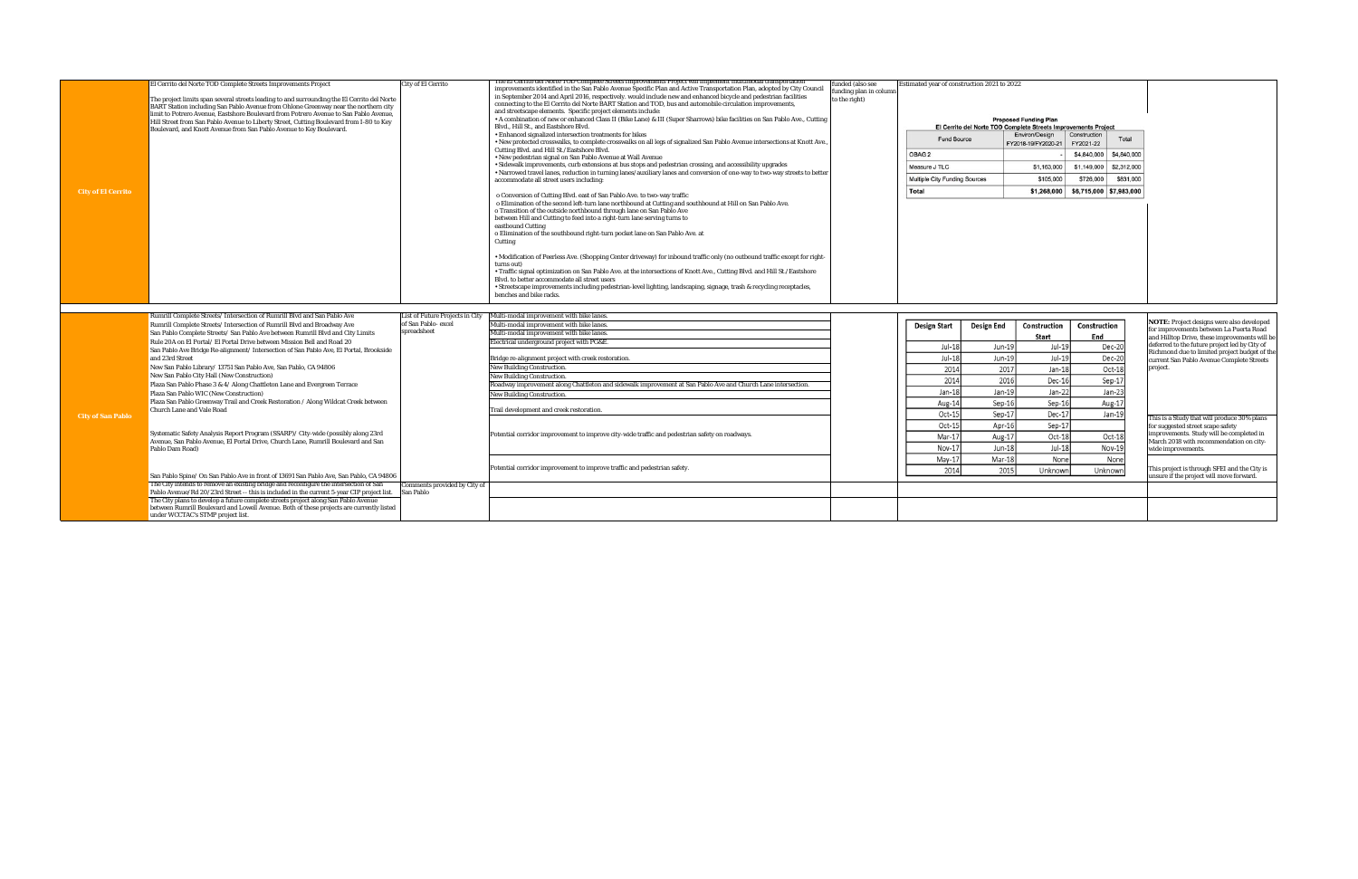| | | | | | | |
|---|---|---|---|---|---|---|
| **City of El Cerrito** | El Cerrito del Norte TOD Complete Streets Improvements Project<br><br>The project limits span several streets leading to and surrounding the El Cerrito del Norte BART Station including San Pablo Avenue from Ohlone Greenway near the northern city limit to Potrero Avenue, Eastshore Boulevard from Potrero Avenue to San Pablo Avenue, Hill Street from San Pablo Avenue to Liberty Street, Cutting Boulevard from I-80 to Key Boulevard, and Knott Avenue from San Pablo Avenue to Key Boulevard. | City of El Cerrito | The El Cerrito del Norte TOD Complete Streets Improvements Project will implement multimodal transportation improvements identified in the San Pablo Avenue Specific Plan and Active Transportation Plan, adopted by City Council in September 2014 and April 2016, respectively. would include new and enhanced bicycle and pedestrian facilities connecting to the El Cerrito del Norte BART Station and TOD, bus and automobile circulation improvements, and streetscape elements. Specific project elements include:<br>• A combination of new or enhanced Class II (Bike Lane) & III (Super Sharrows) bike facilities on San Pablo Ave., Cutting Blvd., Hill St., and Eastshore Blvd.<br>• Enhanced signalized intersection treatments for bikes<br>• New protected crosswalks, to complete crosswalks on all legs of signalized San Pablo Avenue intersections at Knott Ave., Cutting Blvd. and Hill St./Eastshore Blvd.<br>• New pedestrian signal on San Pablo Avenue at Wall Avenue<br>• Sidewalk improvements, curb extensions at bus stops and pedestrian crossing, and accessibility upgrades<br>• Narrowed travel lanes, reduction in turning lanes/auxiliary lanes and conversion of one-way to two-way streets to better accommodate all street users including:<br><br>o Conversion of Cutting Blvd. east of San Pablo Ave. to two-way traffic<br>o Elimination of the second left-turn lane northbound at Cutting and southbound at Hill on San Pablo Ave.<br>o Transition of the outside northbound through lane on San Pablo Ave between Hill and Cutting to feed into a right-turn lane serving turns to eastbound Cutting<br>o Elimination of the southbound right-turn pocket lane on San Pablo Ave. at Cutting<br><br>• Modification of Peerless Ave. (Shopping Center driveway) for inbound traffic only (no outbound traffic except for right-turns out)<br>• Traffic signal optimization on San Pablo Ave. at the intersections of Knott Ave., Cutting Blvd. and Hill St./Eastshore Blvd. to better accommodate all street users<br>• Streetscape improvements including pedestrian-level lighting, landscaping, signage, trash & recycling receptacles, benches and bike racks. | funded (also see funding plan in column to the right) | Estimated year of construction 2021 to 2022.<br><br>**Proposed Funding Plan**<br>**El Cerrito del Norte TOD Complete Streets Improvements Project**<br>Fund Source / Environ/Design FY2018-19/FY2020-21 / Construction FY2021-22 / Total<br>OBAG 2: - / $4,840,000 / $4,840,000<br>Measure J TLC: $1,163,000 / $1,149,000 / $2,312,000<br>Multiple City Funding Sources: $105,000 / $726,000 / $831,000<br>Total: $1,268,000 / $6,715,000 / $7,983,000 | |

| | | | | | | | |
|---|---|---|---|---|---|---|---|
| | | | | Design Start | Design End | Construction Start | Construction End | |
| **City of San Pablo** | Rumrill Complete Streets/ Intersection of Rumrill Blvd and San Pablo Ave | List of Future Projects in City of San Pablo- excel spreadsheet | Multi-modal improvement with bike lanes. | Jul-18 | Jun-19 | Jul-19 | Dec-20 | NOTE: Project designs were also developed for improvements between La Puerta Road and Hilltop Drive, these improvements will be deferred to the future project led by City of Richmond due to limited project budget of the current San Pablo Avenue Complete Streets project. |
| | Rumrill Complete Streets/ Intersection of Rumrill Blvd and Broadway Ave | | Multi-modal improvement with bike lanes. | Jul-18 | Jun-19 | Jul-19 | Dec-20 | |
| | San Pablo Complete Streets/ San Pablo Ave between Rumrill Blvd and City Limits | | Multi-modal improvement with bike lanes. | 2014 | 2017 | Jan-18 | Oct-18 | |
| | Rule 20A on El Portal/ El Portal Drive between Mission Bell and Road 20 | | Electrical underground project with PG&E. | 2014 | 2016 | Dec-16 | Sep-17 | |
| | San Pablo Ave Bridge Re-alignment/ Intersection of San Pablo Ave, El Portal, Brookside and 23rd Street | | Bridge re-alignment project with creek restoration. | Jan-18 | Jan-19 | Jan-22 | Jan-23 | |
| | New San Pablo Library/ 13751 San Pablo Ave, San Pablo, CA 94806 | | New Building Construction. | Aug-14 | Sep-16 | Sep-16 | Aug-17 | |
| | New San Pablo City Hall (New Construction) | | New Building Construction. | Oct-15 | Sep-17 | Dec-17 | Jan-19 | |
| | Plaza San Pablo Phase 3 & 4/ Along Chattleton Lane and Evergreen Terrace | | Roadway improvement along Chattleton and sidewalk improvement at San Pablo Ave and Church Lane intersection. | Oct-15 | Apr-16 | Sep-17 | | |
| | Plaza San Pablo WIC (New Construction) | | New Building Construction. | Mar-17 | Aug-17 | Oct-18 | Oct-18 | |
| | Plaza San Pablo Greenway Trail and Creek Restoration / Along Wildcat Creek between Church Lane and Vale Road | | Trail development and creek restoration. | Nov-17 | Jun-18 | Jul-18 | Nov-19 | |
| | Systematic Safety Analysis Report Program (SSARP)/ City-wide (possibly along 23rd Avenue, San Pablo Avenue, El Portal Drive, Church Lane, Rumrill Boulevard and San Pablo Dam Road) | | Potential corridor improvement to improve city-wide traffic and pedestrian safety on roadways. | May-17 | Mar-18 | None | None | This is a Study that will produce 30% plans for suggested street scape safety improvements. Study will be completed in March 2018 with recommendation on city-wide improvements. |
| | San Pablo Spine/ On San Pablo Ave in front of 13691 San Pablo Ave, San Pablo, CA 94806 | | Potential corridor improvement to improve traffic and pedestrian safety. | 2014 | 2015 | Unknown | Unknown | This project is through SFEI and the City is unsure if the project will move forward. |
| | The City intends to remove an existing bridge and reconfigure the intersection of San Pablo Avenue/Rd 20/23rd Street -- this is included in the current 5-year CIP project list. | Comments provided by City of San Pablo | | | | | | |
| | The City plans to develop a future complete streets project along San Pablo Avenue between Rumrill Boulevard and Lowell Avenue. Both of these projects are currently listed under WCCTAC's STMP project list. | | | | | | | |